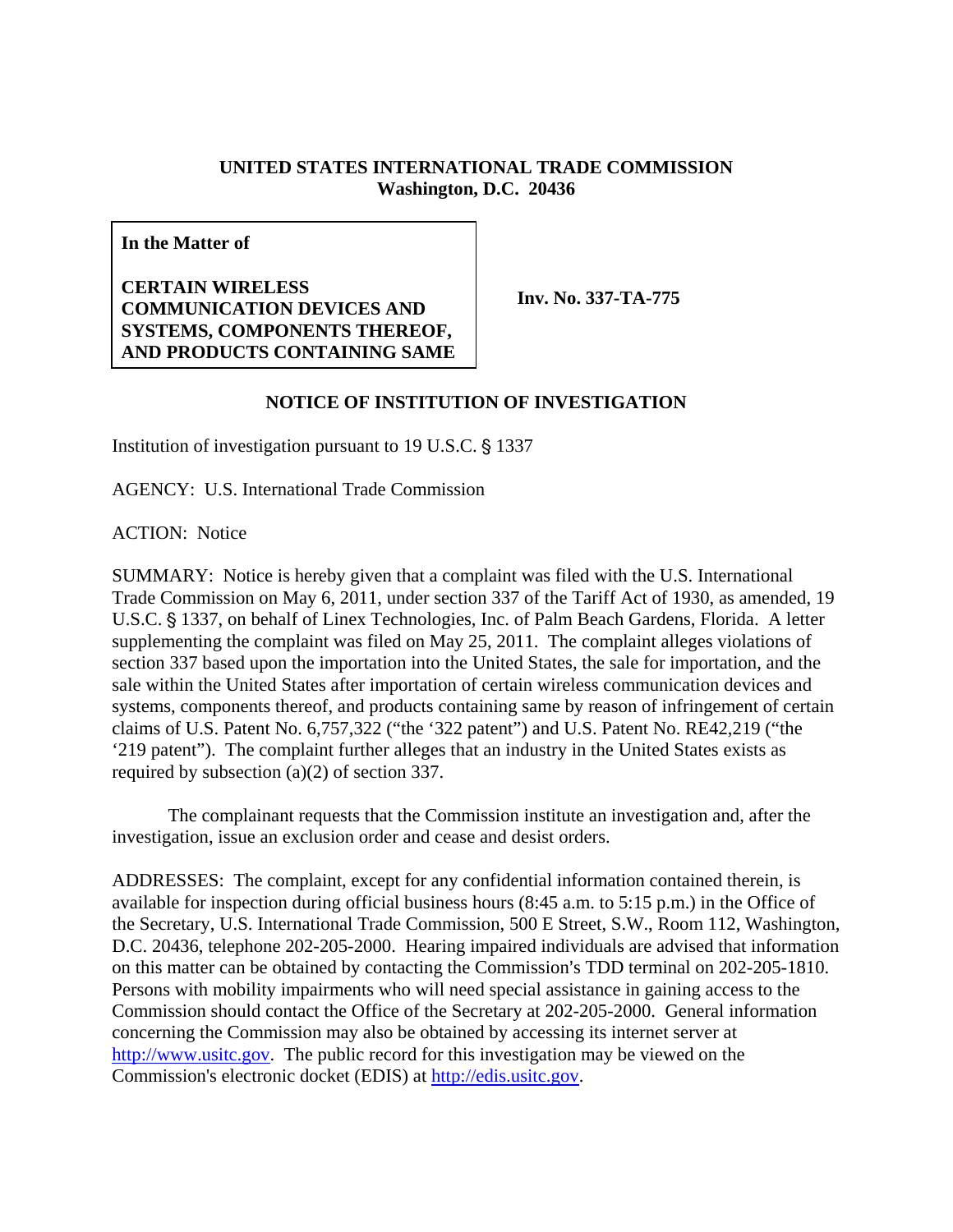**UNITED STATES INTERNATIONAL TRADE COMMISSION**
**Washington, D.C. 20436**

| | |
|---|---|
| **In the Matter of**<br><br>**CERTAIN WIRELESS COMMUNICATION DEVICES AND SYSTEMS, COMPONENTS THEREOF, AND PRODUCTS CONTAINING SAME** | **Inv. No. 337-TA-775** |

## NOTICE OF INSTITUTION OF INVESTIGATION

Institution of investigation pursuant to 19 U.S.C. § 1337

AGENCY: U.S. International Trade Commission

ACTION: Notice

SUMMARY: Notice is hereby given that a complaint was filed with the U.S. International Trade Commission on May 6, 2011, under section 337 of the Tariff Act of 1930, as amended, 19 U.S.C. § 1337, on behalf of Linex Technologies, Inc. of Palm Beach Gardens, Florida. A letter supplementing the complaint was filed on May 25, 2011. The complaint alleges violations of section 337 based upon the importation into the United States, the sale for importation, and the sale within the United States after importation of certain wireless communication devices and systems, components thereof, and products containing same by reason of infringement of certain claims of U.S. Patent No. 6,757,322 ("the '322 patent") and U.S. Patent No. RE42,219 ("the '219 patent"). The complaint further alleges that an industry in the United States exists as required by subsection (a)(2) of section 337.

The complainant requests that the Commission institute an investigation and, after the investigation, issue an exclusion order and cease and desist orders.

ADDRESSES: The complaint, except for any confidential information contained therein, is available for inspection during official business hours (8:45 a.m. to 5:15 p.m.) in the Office of the Secretary, U.S. International Trade Commission, 500 E Street, S.W., Room 112, Washington, D.C. 20436, telephone 202-205-2000. Hearing impaired individuals are advised that information on this matter can be obtained by contacting the Commission's TDD terminal on 202-205-1810. Persons with mobility impairments who will need special assistance in gaining access to the Commission should contact the Office of the Secretary at 202-205-2000. General information concerning the Commission may also be obtained by accessing its internet server at http://www.usitc.gov. The public record for this investigation may be viewed on the Commission's electronic docket (EDIS) at http://edis.usitc.gov.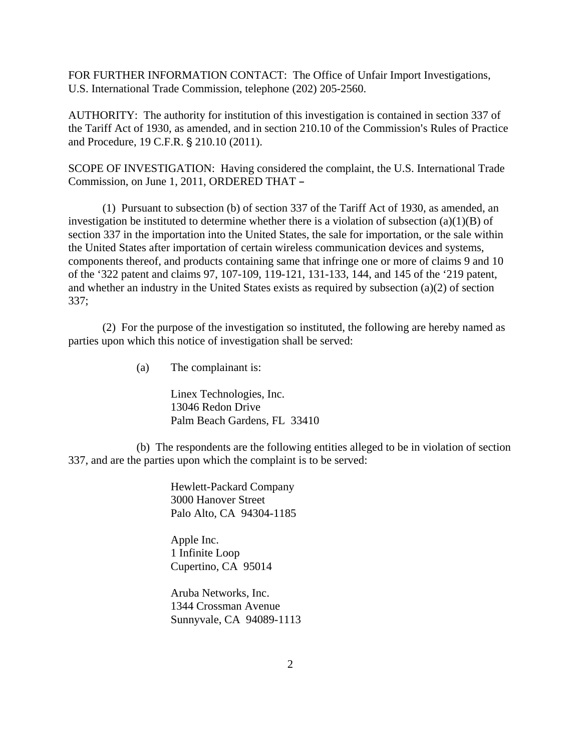FOR FURTHER INFORMATION CONTACT: The Office of Unfair Import Investigations, U.S. International Trade Commission, telephone (202) 205-2560.

AUTHORITY: The authority for institution of this investigation is contained in section 337 of the Tariff Act of 1930, as amended, and in section 210.10 of the Commission's Rules of Practice and Procedure, 19 C.F.R. § 210.10 (2011).

SCOPE OF INVESTIGATION: Having considered the complaint, the U.S. International Trade Commission, on June 1, 2011, ORDERED THAT –

(1) Pursuant to subsection (b) of section 337 of the Tariff Act of 1930, as amended, an investigation be instituted to determine whether there is a violation of subsection (a)(1)(B) of section 337 in the importation into the United States, the sale for importation, or the sale within the United States after importation of certain wireless communication devices and systems, components thereof, and products containing same that infringe one or more of claims 9 and 10 of the '322 patent and claims 97, 107-109, 119-121, 131-133, 144, and 145 of the '219 patent, and whether an industry in the United States exists as required by subsection (a)(2) of section 337;

(2) For the purpose of the investigation so instituted, the following are hereby named as parties upon which this notice of investigation shall be served:

(a) The complainant is:

Linex Technologies, Inc.
13046 Redon Drive
Palm Beach Gardens, FL 33410

(b) The respondents are the following entities alleged to be in violation of section 337, and are the parties upon which the complaint is to be served:

Hewlett-Packard Company
3000 Hanover Street
Palo Alto, CA 94304-1185

Apple Inc.
1 Infinite Loop
Cupertino, CA 95014

Aruba Networks, Inc.
1344 Crossman Avenue
Sunnyvale, CA 94089-1113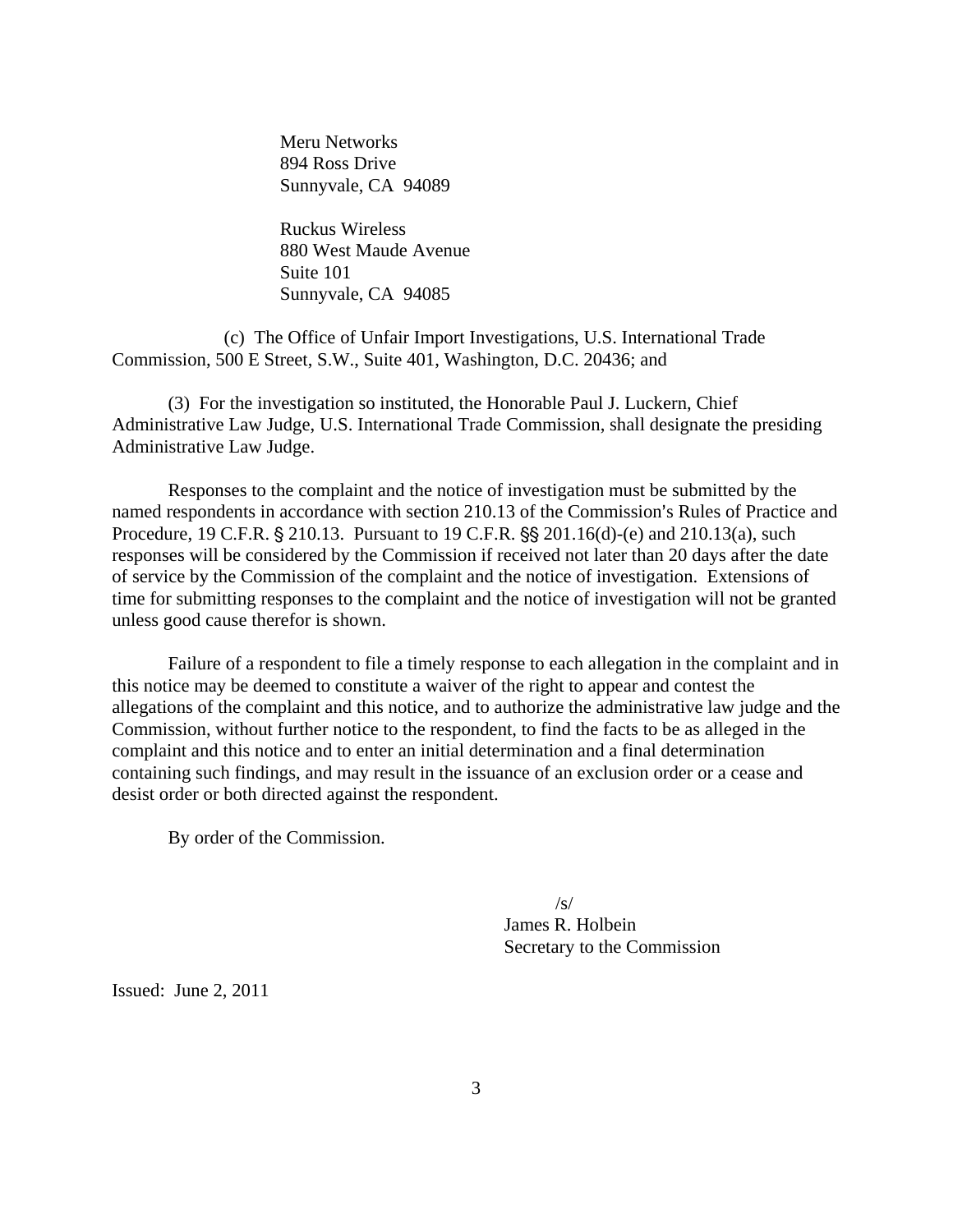Meru Networks
894 Ross Drive
Sunnyvale, CA 94089

Ruckus Wireless
880 West Maude Avenue
Suite 101
Sunnyvale, CA 94085

(c) The Office of Unfair Import Investigations, U.S. International Trade Commission, 500 E Street, S.W., Suite 401, Washington, D.C. 20436; and

(3) For the investigation so instituted, the Honorable Paul J. Luckern, Chief Administrative Law Judge, U.S. International Trade Commission, shall designate the presiding Administrative Law Judge.

Responses to the complaint and the notice of investigation must be submitted by the named respondents in accordance with section 210.13 of the Commission's Rules of Practice and Procedure, 19 C.F.R. § 210.13. Pursuant to 19 C.F.R. §§ 201.16(d)-(e) and 210.13(a), such responses will be considered by the Commission if received not later than 20 days after the date of service by the Commission of the complaint and the notice of investigation. Extensions of time for submitting responses to the complaint and the notice of investigation will not be granted unless good cause therefor is shown.

Failure of a respondent to file a timely response to each allegation in the complaint and in this notice may be deemed to constitute a waiver of the right to appear and contest the allegations of the complaint and this notice, and to authorize the administrative law judge and the Commission, without further notice to the respondent, to find the facts to be as alleged in the complaint and this notice and to enter an initial determination and a final determination containing such findings, and may result in the issuance of an exclusion order or a cease and desist order or both directed against the respondent.

By order of the Commission.

/s/
James R. Holbein
Secretary to the Commission

Issued: June 2, 2011